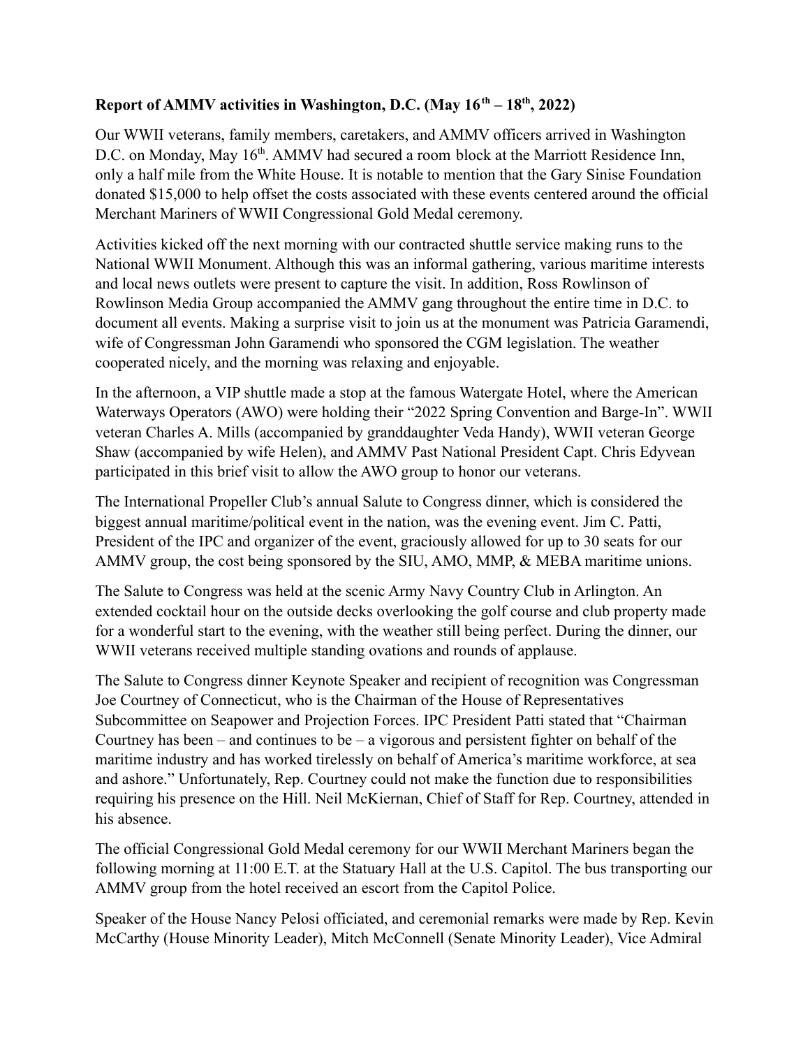**Report of AMMV activities in Washington, D.C. (May 16th – 18th, 2022)**

Our WWII veterans, family members, caretakers, and AMMV officers arrived in Washington D.C. on Monday, May 16th. AMMV had secured a room block at the Marriott Residence Inn, only a half mile from the White House. It is notable to mention that the Gary Sinise Foundation donated $15,000 to help offset the costs associated with these events centered around the official Merchant Mariners of WWII Congressional Gold Medal ceremony.

Activities kicked off the next morning with our contracted shuttle service making runs to the National WWII Monument. Although this was an informal gathering, various maritime interests and local news outlets were present to capture the visit. In addition, Ross Rowlinson of Rowlinson Media Group accompanied the AMMV gang throughout the entire time in D.C. to document all events. Making a surprise visit to join us at the monument was Patricia Garamendi, wife of Congressman John Garamendi who sponsored the CGM legislation. The weather cooperated nicely, and the morning was relaxing and enjoyable.

In the afternoon, a VIP shuttle made a stop at the famous Watergate Hotel, where the American Waterways Operators (AWO) were holding their "2022 Spring Convention and Barge-In". WWII veteran Charles A. Mills (accompanied by granddaughter Veda Handy), WWII veteran George Shaw (accompanied by wife Helen), and AMMV Past National President Capt. Chris Edyvean participated in this brief visit to allow the AWO group to honor our veterans.

The International Propeller Club's annual Salute to Congress dinner, which is considered the biggest annual maritime/political event in the nation, was the evening event. Jim C. Patti, President of the IPC and organizer of the event, graciously allowed for up to 30 seats for our AMMV group, the cost being sponsored by the SIU, AMO, MMP, & MEBA maritime unions.

The Salute to Congress was held at the scenic Army Navy Country Club in Arlington. An extended cocktail hour on the outside decks overlooking the golf course and club property made for a wonderful start to the evening, with the weather still being perfect. During the dinner, our WWII veterans received multiple standing ovations and rounds of applause.

The Salute to Congress dinner Keynote Speaker and recipient of recognition was Congressman Joe Courtney of Connecticut, who is the Chairman of the House of Representatives Subcommittee on Seapower and Projection Forces. IPC President Patti stated that "Chairman Courtney has been – and continues to be – a vigorous and persistent fighter on behalf of the maritime industry and has worked tirelessly on behalf of America's maritime workforce, at sea and ashore." Unfortunately, Rep. Courtney could not make the function due to responsibilities requiring his presence on the Hill. Neil McKiernan, Chief of Staff for Rep. Courtney, attended in his absence.

The official Congressional Gold Medal ceremony for our WWII Merchant Mariners began the following morning at 11:00 E.T. at the Statuary Hall at the U.S. Capitol. The bus transporting our AMMV group from the hotel received an escort from the Capitol Police.

Speaker of the House Nancy Pelosi officiated, and ceremonial remarks were made by Rep. Kevin McCarthy (House Minority Leader), Mitch McConnell (Senate Minority Leader), Vice Admiral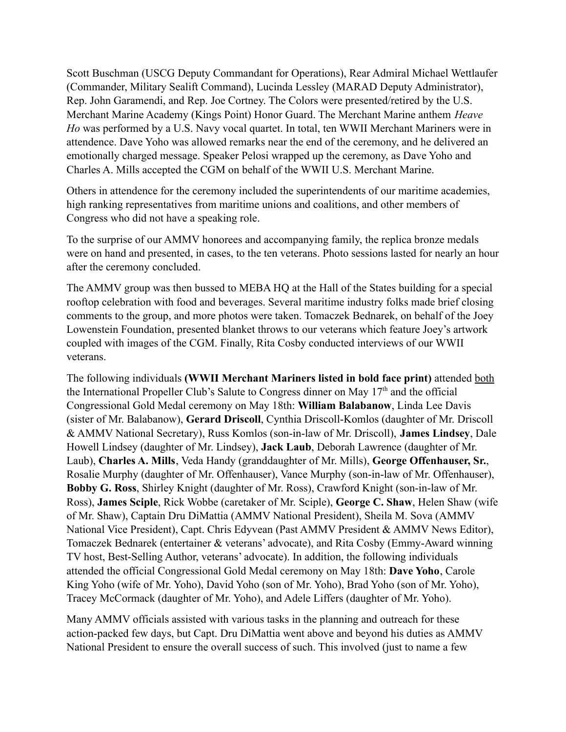Scott Buschman (USCG Deputy Commandant for Operations), Rear Admiral Michael Wettlaufer (Commander, Military Sealift Command), Lucinda Lessley (MARAD Deputy Administrator), Rep. John Garamendi, and Rep. Joe Cortney. The Colors were presented/retired by the U.S. Merchant Marine Academy (Kings Point) Honor Guard. The Merchant Marine anthem *Heave Ho* was performed by a U.S. Navy vocal quartet. In total, ten WWII Merchant Mariners were in attendence. Dave Yoho was allowed remarks near the end of the ceremony, and he delivered an emotionally charged message. Speaker Pelosi wrapped up the ceremony, as Dave Yoho and Charles A. Mills accepted the CGM on behalf of the WWII U.S. Merchant Marine.

Others in attendence for the ceremony included the superintendents of our maritime academies, high ranking representatives from maritime unions and coalitions, and other members of Congress who did not have a speaking role.

To the surprise of our AMMV honorees and accompanying family, the replica bronze medals were on hand and presented, in cases, to the ten veterans. Photo sessions lasted for nearly an hour after the ceremony concluded.

The AMMV group was then bussed to MEBA HQ at the Hall of the States building for a special rooftop celebration with food and beverages. Several maritime industry folks made brief closing comments to the group, and more photos were taken. Tomaczek Bednarek, on behalf of the Joey Lowenstein Foundation, presented blanket throws to our veterans which feature Joey's artwork coupled with images of the CGM. Finally, Rita Cosby conducted interviews of our WWII veterans.

The following individuals **(WWII Merchant Mariners listed in bold face print)** attended <u>both</u> the International Propeller Club's Salute to Congress dinner on May 17th and the official Congressional Gold Medal ceremony on May 18th: **William Balabanow**, Linda Lee Davis (sister of Mr. Balabanow), **Gerard Driscoll**, Cynthia Driscoll-Komlos (daughter of Mr. Driscoll & AMMV National Secretary), Russ Komlos (son-in-law of Mr. Driscoll), **James Lindsey**, Dale Howell Lindsey (daughter of Mr. Lindsey), **Jack Laub**, Deborah Lawrence (daughter of Mr. Laub), **Charles A. Mills**, Veda Handy (granddaughter of Mr. Mills), **George Offenhauser, Sr.**, Rosalie Murphy (daughter of Mr. Offenhauser), Vance Murphy (son-in-law of Mr. Offenhauser), **Bobby G. Ross**, Shirley Knight (daughter of Mr. Ross), Crawford Knight (son-in-law of Mr. Ross), **James Sciple**, Rick Wobbe (caretaker of Mr. Sciple), **George C. Shaw**, Helen Shaw (wife of Mr. Shaw), Captain Dru DiMattia (AMMV National President), Sheila M. Sova (AMMV National Vice President), Capt. Chris Edyvean (Past AMMV President & AMMV News Editor), Tomaczek Bednarek (entertainer & veterans' advocate), and Rita Cosby (Emmy-Award winning TV host, Best-Selling Author, veterans' advocate). In addition, the following individuals attended the official Congressional Gold Medal ceremony on May 18th: **Dave Yoho**, Carole King Yoho (wife of Mr. Yoho), David Yoho (son of Mr. Yoho), Brad Yoho (son of Mr. Yoho), Tracey McCormack (daughter of Mr. Yoho), and Adele Liffers (daughter of Mr. Yoho).

Many AMMV officials assisted with various tasks in the planning and outreach for these action-packed few days, but Capt. Dru DiMattia went above and beyond his duties as AMMV National President to ensure the overall success of such. This involved (just to name a few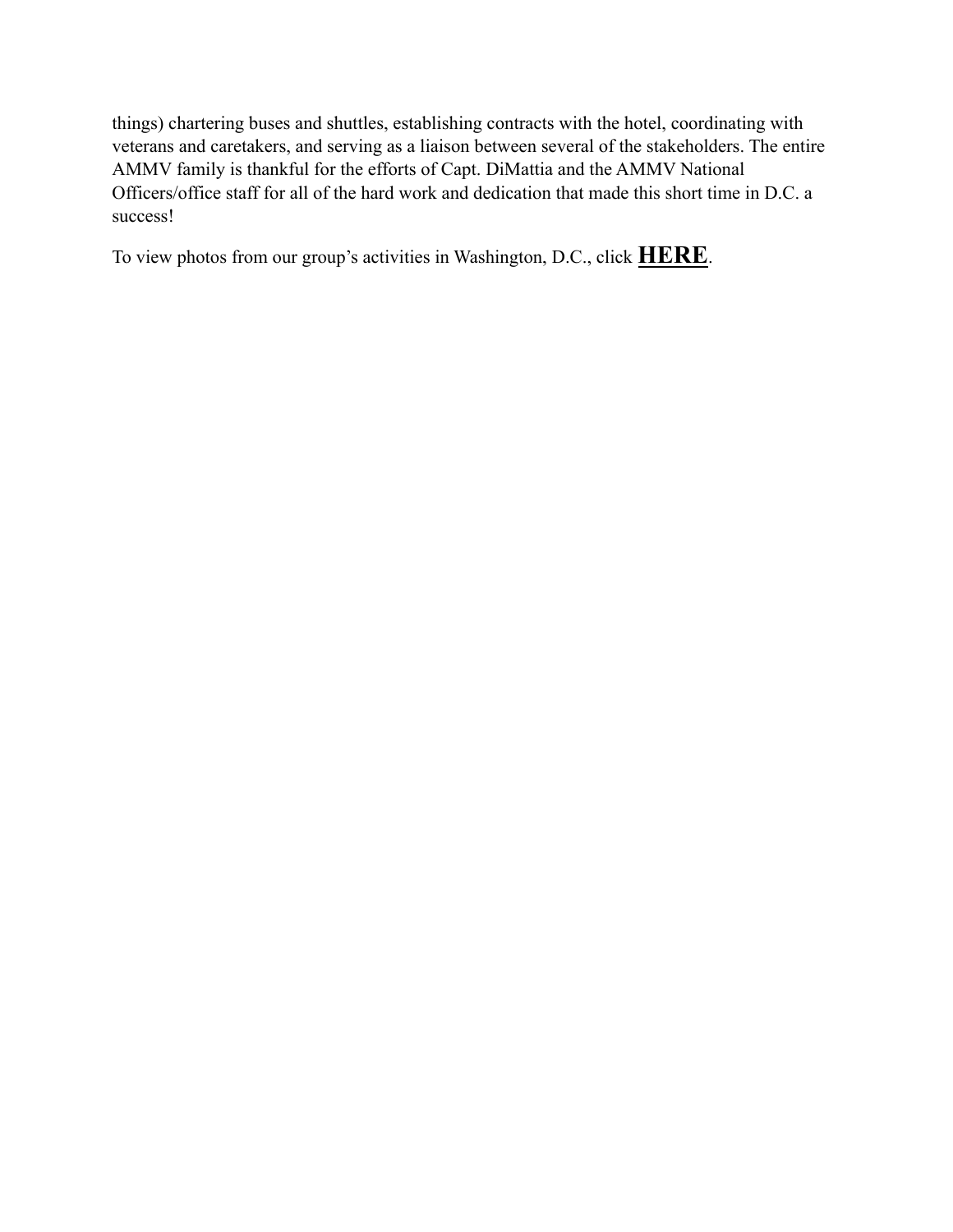things) chartering buses and shuttles, establishing contracts with the hotel, coordinating with veterans and caretakers, and serving as a liaison between several of the stakeholders. The entire AMMV family is thankful for the efforts of Capt. DiMattia and the AMMV National Officers/office staff for all of the hard work and dedication that made this short time in D.C. a success!

To view photos from our group's activities in Washington, D.C., click **HERE**.